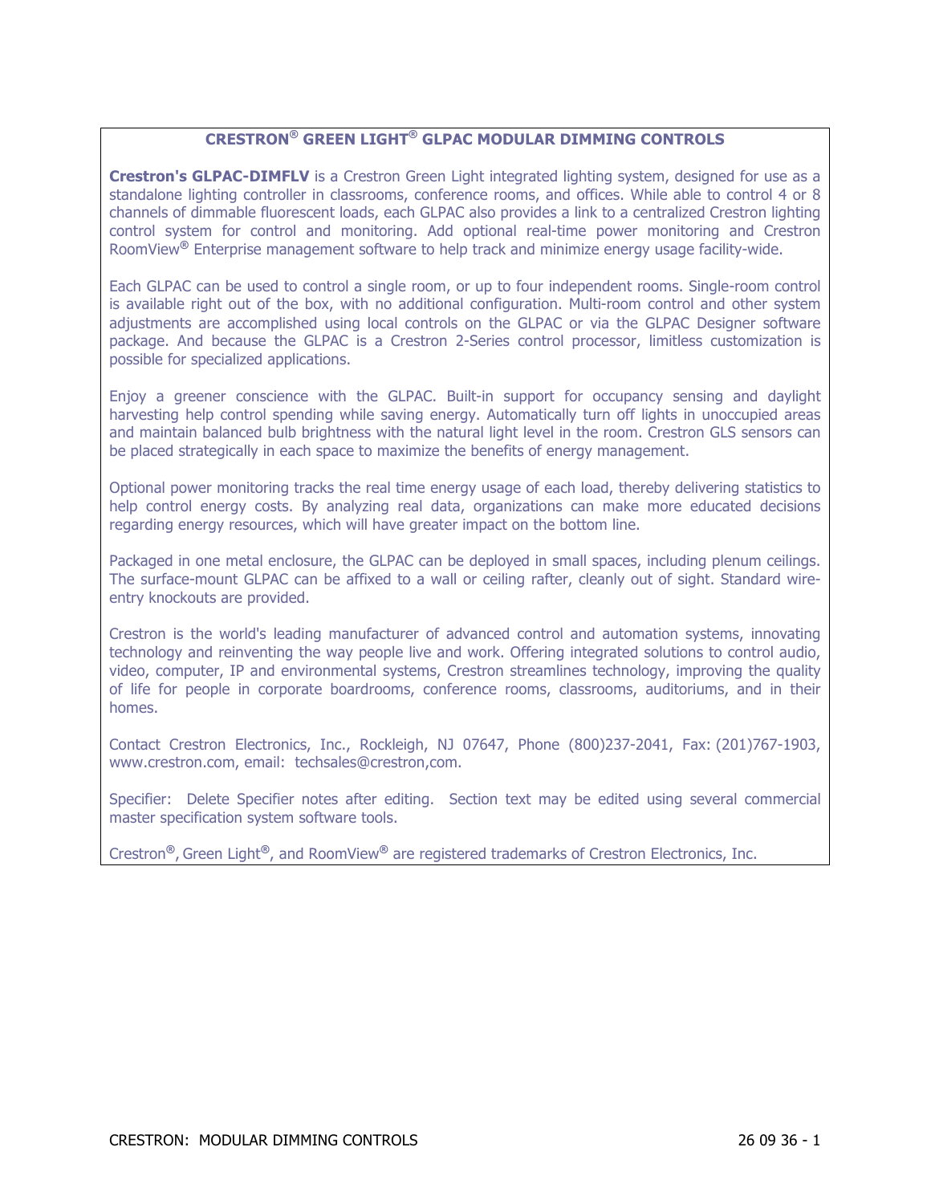## CRESTRON® GREEN LIGHT® GLPAC MODULAR DIMMING CONTROLS

**Crestron's GLPAC-DIMFLV** is a Crestron Green Light integrated lighting system, designed for use as a standalone lighting controller in classrooms, conference rooms, and offices. While able to control 4 or 8 channels of dimmable fluorescent loads, each GLPAC also provides a link to a centralized Crestron lighting control system for control and monitoring. Add optional real-time power monitoring and Crestron RoomView® Enterprise management software to help track and minimize energy usage facility-wide.

Each GLPAC can be used to control a single room, or up to four independent rooms. Single-room control is available right out of the box, with no additional configuration. Multi-room control and other system adjustments are accomplished using local controls on the GLPAC or via the GLPAC Designer software package. And because the GLPAC is a Crestron 2-Series control processor, limitless customization is possible for specialized applications.

Enjoy a greener conscience with the GLPAC. Built-in support for occupancy sensing and daylight harvesting help control spending while saving energy. Automatically turn off lights in unoccupied areas and maintain balanced bulb brightness with the natural light level in the room. Crestron GLS sensors can be placed strategically in each space to maximize the benefits of energy management.

Optional power monitoring tracks the real time energy usage of each load, thereby delivering statistics to help control energy costs. By analyzing real data, organizations can make more educated decisions regarding energy resources, which will have greater impact on the bottom line.

Packaged in one metal enclosure, the GLPAC can be deployed in small spaces, including plenum ceilings. The surface-mount GLPAC can be affixed to a wall or ceiling rafter, cleanly out of sight. Standard wire-entry knockouts are provided.

Crestron is the world's leading manufacturer of advanced control and automation systems, innovating technology and reinventing the way people live and work. Offering integrated solutions to control audio, video, computer, IP and environmental systems, Crestron streamlines technology, improving the quality of life for people in corporate boardrooms, conference rooms, classrooms, auditoriums, and in their homes.

Contact Crestron Electronics, Inc., Rockleigh, NJ 07647, Phone (800)237-2041, Fax: (201)767-1903, www.crestron.com, email: techsales@crestron,com.

Specifier: Delete Specifier notes after editing. Section text may be edited using several commercial master specification system software tools.

Crestron®, Green Light®, and RoomView® are registered trademarks of Crestron Electronics, Inc.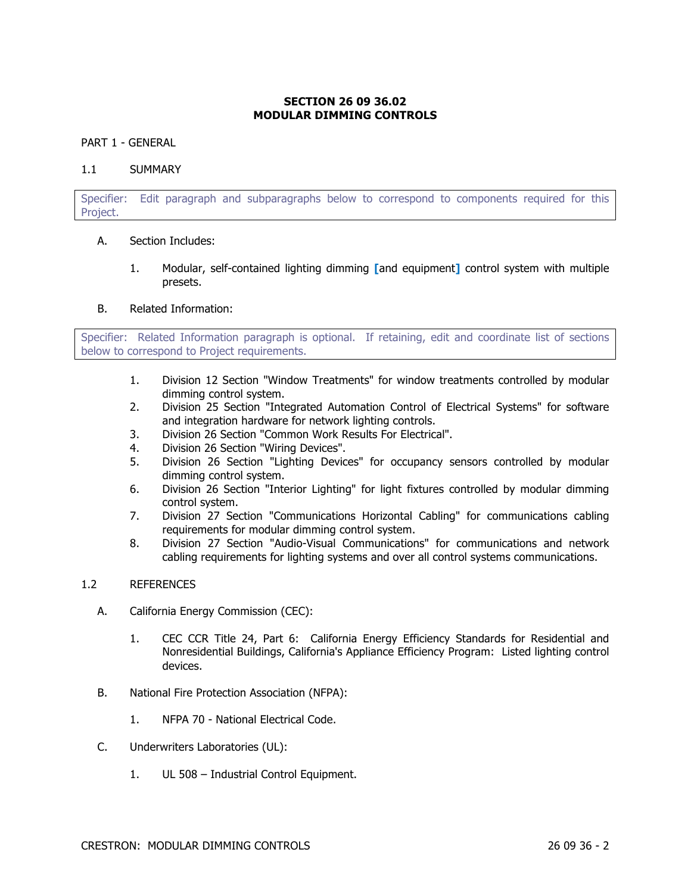# SECTION 26 09 36.02
# MODULAR DIMMING CONTROLS

## PART 1 - GENERAL

### 1.1 SUMMARY

> Specifier: Edit paragraph and subparagraphs below to correspond to components required for this Project.

A. Section Includes:

1. Modular, self-contained lighting dimming [and equipment] control system with multiple presets.

B. Related Information:

> Specifier: Related Information paragraph is optional. If retaining, edit and coordinate list of sections below to correspond to Project requirements.

1. Division 12 Section "Window Treatments" for window treatments controlled by modular dimming control system.
2. Division 25 Section "Integrated Automation Control of Electrical Systems" for software and integration hardware for network lighting controls.
3. Division 26 Section "Common Work Results For Electrical".
4. Division 26 Section "Wiring Devices".
5. Division 26 Section "Lighting Devices" for occupancy sensors controlled by modular dimming control system.
6. Division 26 Section "Interior Lighting" for light fixtures controlled by modular dimming control system.
7. Division 27 Section "Communications Horizontal Cabling" for communications cabling requirements for modular dimming control system.
8. Division 27 Section "Audio-Visual Communications" for communications and network cabling requirements for lighting systems and over all control systems communications.

### 1.2 REFERENCES

A. California Energy Commission (CEC):

1. CEC CCR Title 24, Part 6: California Energy Efficiency Standards for Residential and Nonresidential Buildings, California's Appliance Efficiency Program: Listed lighting control devices.

B. National Fire Protection Association (NFPA):

1. NFPA 70 - National Electrical Code.

C. Underwriters Laboratories (UL):

1. UL 508 – Industrial Control Equipment.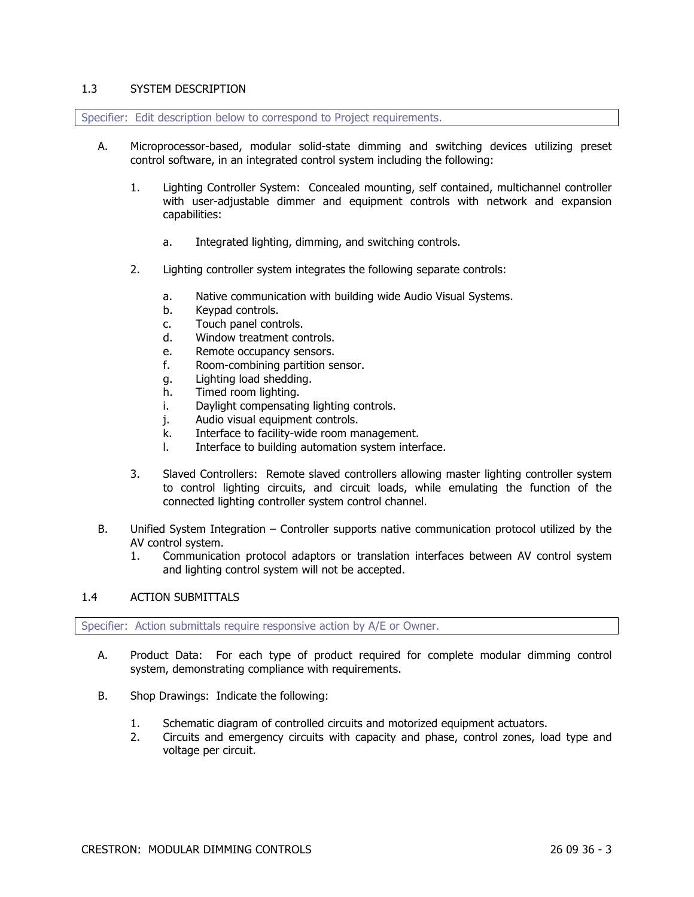## 1.3 SYSTEM DESCRIPTION

Specifier: Edit description below to correspond to Project requirements.

A. Microprocessor-based, modular solid-state dimming and switching devices utilizing preset control software, in an integrated control system including the following:

   1. Lighting Controller System: Concealed mounting, self contained, multichannel controller with user-adjustable dimmer and equipment controls with network and expansion capabilities:

      a. Integrated lighting, dimming, and switching controls.

   2. Lighting controller system integrates the following separate controls:

      a. Native communication with building wide Audio Visual Systems.
      b. Keypad controls.
      c. Touch panel controls.
      d. Window treatment controls.
      e. Remote occupancy sensors.
      f. Room-combining partition sensor.
      g. Lighting load shedding.
      h. Timed room lighting.
      i. Daylight compensating lighting controls.
      j. Audio visual equipment controls.
      k. Interface to facility-wide room management.
      l. Interface to building automation system interface.

   3. Slaved Controllers: Remote slaved controllers allowing master lighting controller system to control lighting circuits, and circuit loads, while emulating the function of the connected lighting controller system control channel.

B. Unified System Integration – Controller supports native communication protocol utilized by the AV control system.
   1. Communication protocol adaptors or translation interfaces between AV control system and lighting control system will not be accepted.

## 1.4 ACTION SUBMITTALS

Specifier: Action submittals require responsive action by A/E or Owner.

A. Product Data: For each type of product required for complete modular dimming control system, demonstrating compliance with requirements.

B. Shop Drawings: Indicate the following:

   1. Schematic diagram of controlled circuits and motorized equipment actuators.
   2. Circuits and emergency circuits with capacity and phase, control zones, load type and voltage per circuit.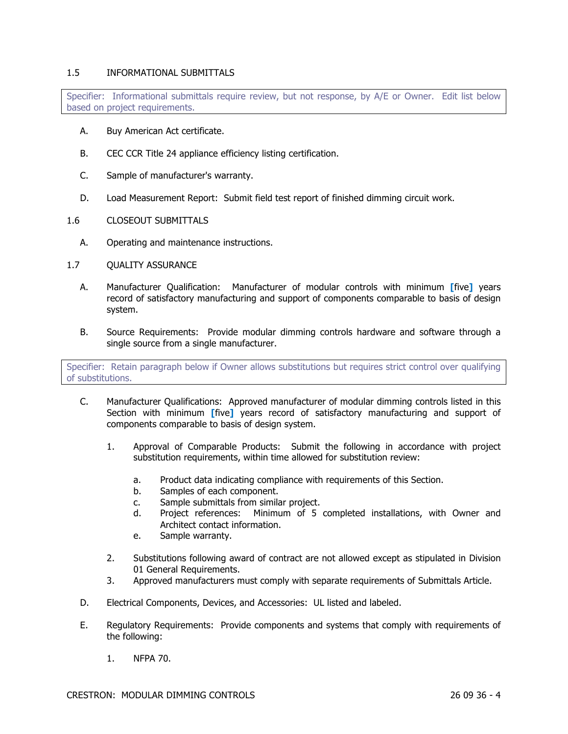## 1.5 INFORMATIONAL SUBMITTALS

Specifier: Informational submittals require review, but not response, by A/E or Owner. Edit list below based on project requirements.

A. Buy American Act certificate.

B. CEC CCR Title 24 appliance efficiency listing certification.

C. Sample of manufacturer's warranty.

D. Load Measurement Report: Submit field test report of finished dimming circuit work.

## 1.6 CLOSEOUT SUBMITTALS

A. Operating and maintenance instructions.

## 1.7 QUALITY ASSURANCE

A. Manufacturer Qualification: Manufacturer of modular controls with minimum [five] years record of satisfactory manufacturing and support of components comparable to basis of design system.

B. Source Requirements: Provide modular dimming controls hardware and software through a single source from a single manufacturer.

Specifier: Retain paragraph below if Owner allows substitutions but requires strict control over qualifying of substitutions.

C. Manufacturer Qualifications: Approved manufacturer of modular dimming controls listed in this Section with minimum [five] years record of satisfactory manufacturing and support of components comparable to basis of design system.

1. Approval of Comparable Products: Submit the following in accordance with project substitution requirements, within time allowed for substitution review:
   a. Product data indicating compliance with requirements of this Section.
   b. Samples of each component.
   c. Sample submittals from similar project.
   d. Project references: Minimum of 5 completed installations, with Owner and Architect contact information.
   e. Sample warranty.
2. Substitutions following award of contract are not allowed except as stipulated in Division 01 General Requirements.
3. Approved manufacturers must comply with separate requirements of Submittals Article.

D. Electrical Components, Devices, and Accessories: UL listed and labeled.

E. Regulatory Requirements: Provide components and systems that comply with requirements of the following:

1. NFPA 70.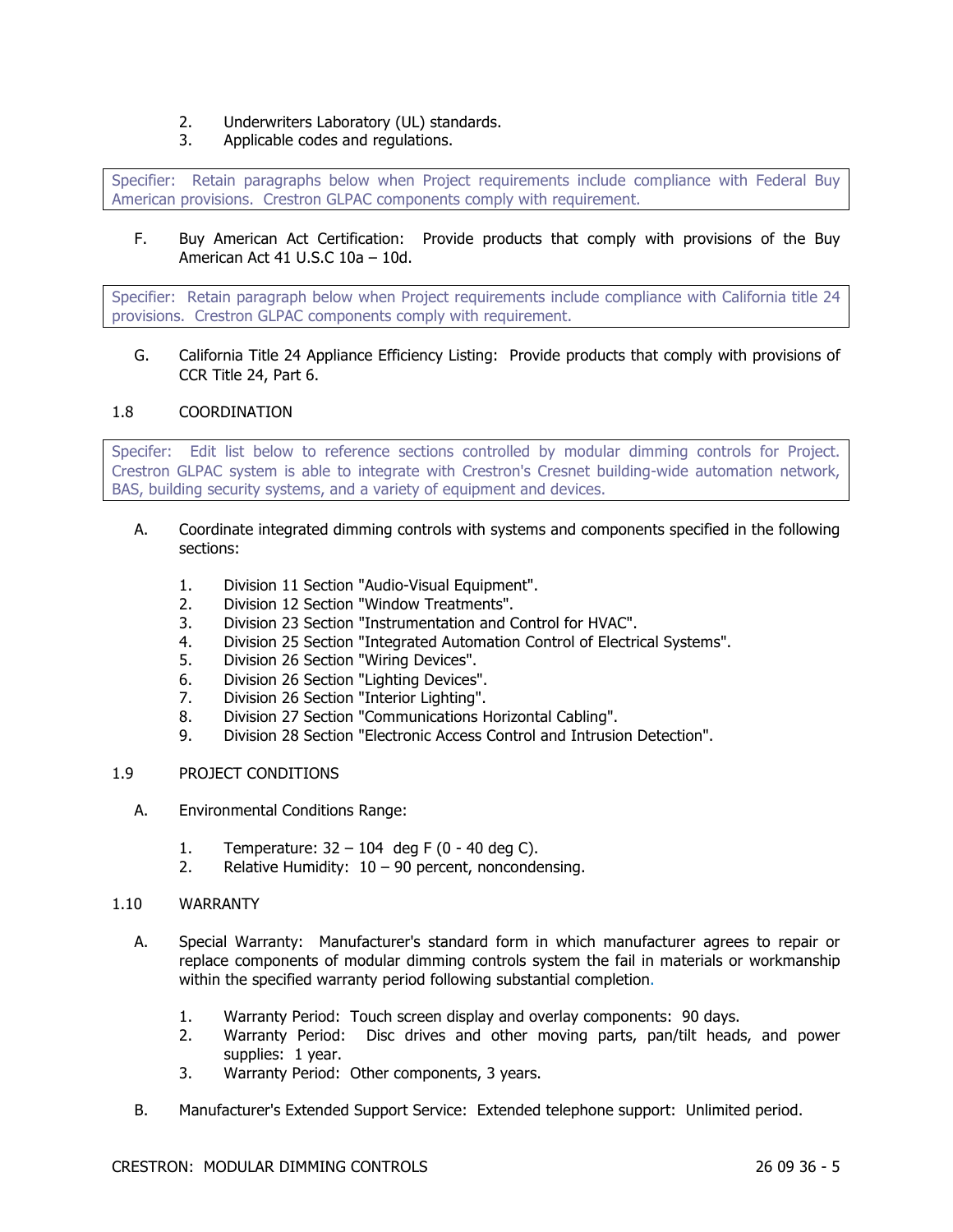2. Underwriters Laboratory (UL) standards.
3. Applicable codes and regulations.

> Specifier: Retain paragraphs below when Project requirements include compliance with Federal Buy American provisions. Crestron GLPAC components comply with requirement.

F. Buy American Act Certification: Provide products that comply with provisions of the Buy American Act 41 U.S.C 10a – 10d.

> Specifier: Retain paragraph below when Project requirements include compliance with California title 24 provisions. Crestron GLPAC components comply with requirement.

G. California Title 24 Appliance Efficiency Listing: Provide products that comply with provisions of CCR Title 24, Part 6.

## 1.8 COORDINATION

> Specifer: Edit list below to reference sections controlled by modular dimming controls for Project. Crestron GLPAC system is able to integrate with Crestron's Cresnet building-wide automation network, BAS, building security systems, and a variety of equipment and devices.

A. Coordinate integrated dimming controls with systems and components specified in the following sections:

1. Division 11 Section "Audio-Visual Equipment".
2. Division 12 Section "Window Treatments".
3. Division 23 Section "Instrumentation and Control for HVAC".
4. Division 25 Section "Integrated Automation Control of Electrical Systems".
5. Division 26 Section "Wiring Devices".
6. Division 26 Section "Lighting Devices".
7. Division 26 Section "Interior Lighting".
8. Division 27 Section "Communications Horizontal Cabling".
9. Division 28 Section "Electronic Access Control and Intrusion Detection".

## 1.9 PROJECT CONDITIONS

A. Environmental Conditions Range:

1. Temperature: 32 – 104 deg F (0 - 40 deg C).
2. Relative Humidity: 10 – 90 percent, noncondensing.

## 1.10 WARRANTY

A. Special Warranty: Manufacturer's standard form in which manufacturer agrees to repair or replace components of modular dimming controls system the fail in materials or workmanship within the specified warranty period following substantial completion.

1. Warranty Period: Touch screen display and overlay components: 90 days.
2. Warranty Period: Disc drives and other moving parts, pan/tilt heads, and power supplies: 1 year.
3. Warranty Period: Other components, 3 years.

B. Manufacturer's Extended Support Service: Extended telephone support: Unlimited period.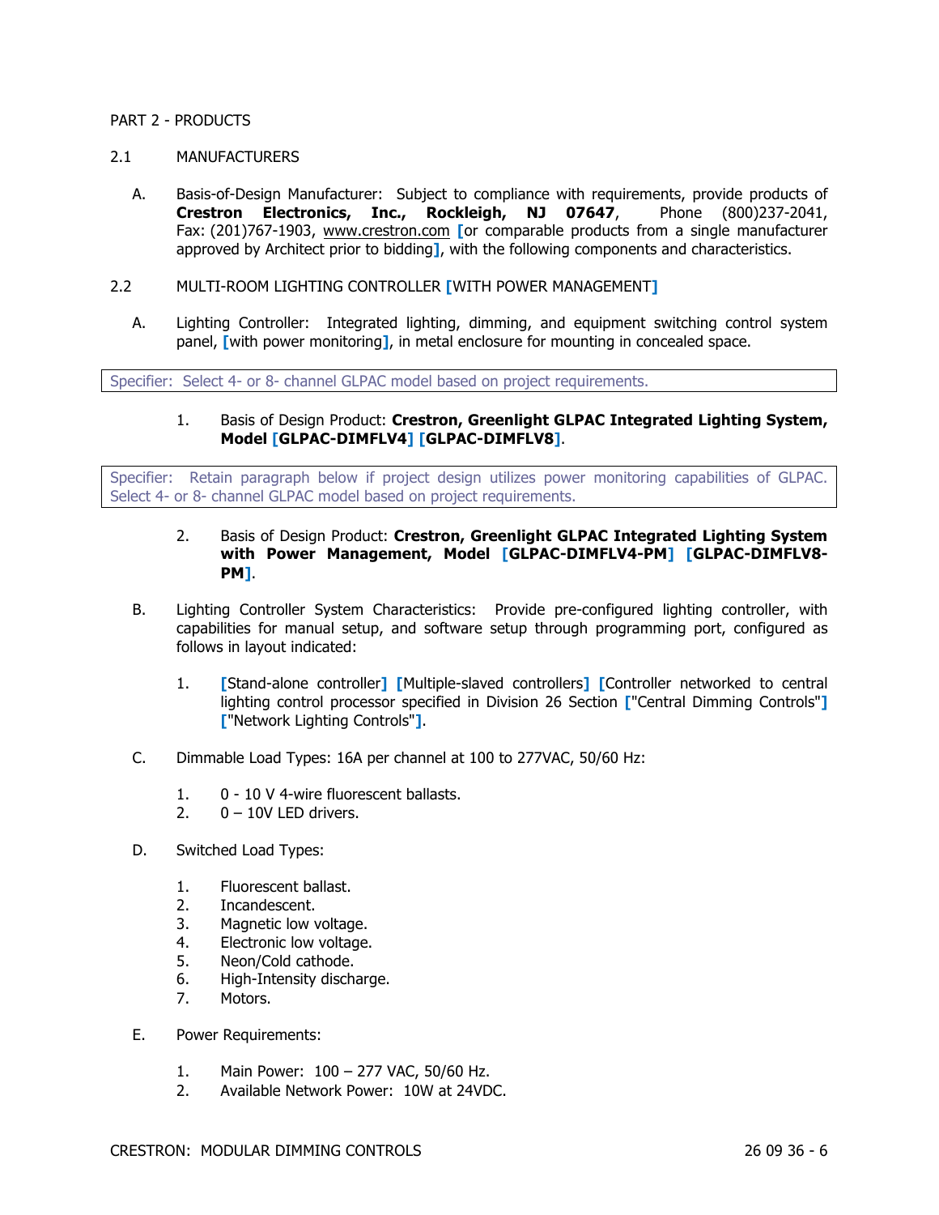PART 2 - PRODUCTS

2.1 MANUFACTURERS

A. Basis-of-Design Manufacturer: Subject to compliance with requirements, provide products of **Crestron Electronics, Inc., Rockleigh, NJ 07647**, Phone (800)237-2041, Fax: (201)767-1903, www.crestron.com [or comparable products from a single manufacturer approved by Architect prior to bidding], with the following components and characteristics.

2.2 MULTI-ROOM LIGHTING CONTROLLER [WITH POWER MANAGEMENT]

A. Lighting Controller: Integrated lighting, dimming, and equipment switching control system panel, [with power monitoring], in metal enclosure for mounting in concealed space.

> Specifier: Select 4- or 8- channel GLPAC model based on project requirements.

1. Basis of Design Product: **Crestron, Greenlight GLPAC Integrated Lighting System, Model [GLPAC-DIMFLV4] [GLPAC-DIMFLV8]**.

> Specifier: Retain paragraph below if project design utilizes power monitoring capabilities of GLPAC. Select 4- or 8- channel GLPAC model based on project requirements.

2. Basis of Design Product: **Crestron, Greenlight GLPAC Integrated Lighting System with Power Management, Model [GLPAC-DIMFLV4-PM] [GLPAC-DIMFLV8-PM]**.

B. Lighting Controller System Characteristics: Provide pre-configured lighting controller, with capabilities for manual setup, and software setup through programming port, configured as follows in layout indicated:

1. [Stand-alone controller] [Multiple-slaved controllers] [Controller networked to central lighting control processor specified in Division 26 Section ["Central Dimming Controls"] ["Network Lighting Controls"].

C. Dimmable Load Types: 16A per channel at 100 to 277VAC, 50/60 Hz:

1. 0 - 10 V 4-wire fluorescent ballasts.
2. 0 – 10V LED drivers.

D. Switched Load Types:

1. Fluorescent ballast.
2. Incandescent.
3. Magnetic low voltage.
4. Electronic low voltage.
5. Neon/Cold cathode.
6. High-Intensity discharge.
7. Motors.

E. Power Requirements:

1. Main Power: 100 – 277 VAC, 50/60 Hz.
2. Available Network Power: 10W at 24VDC.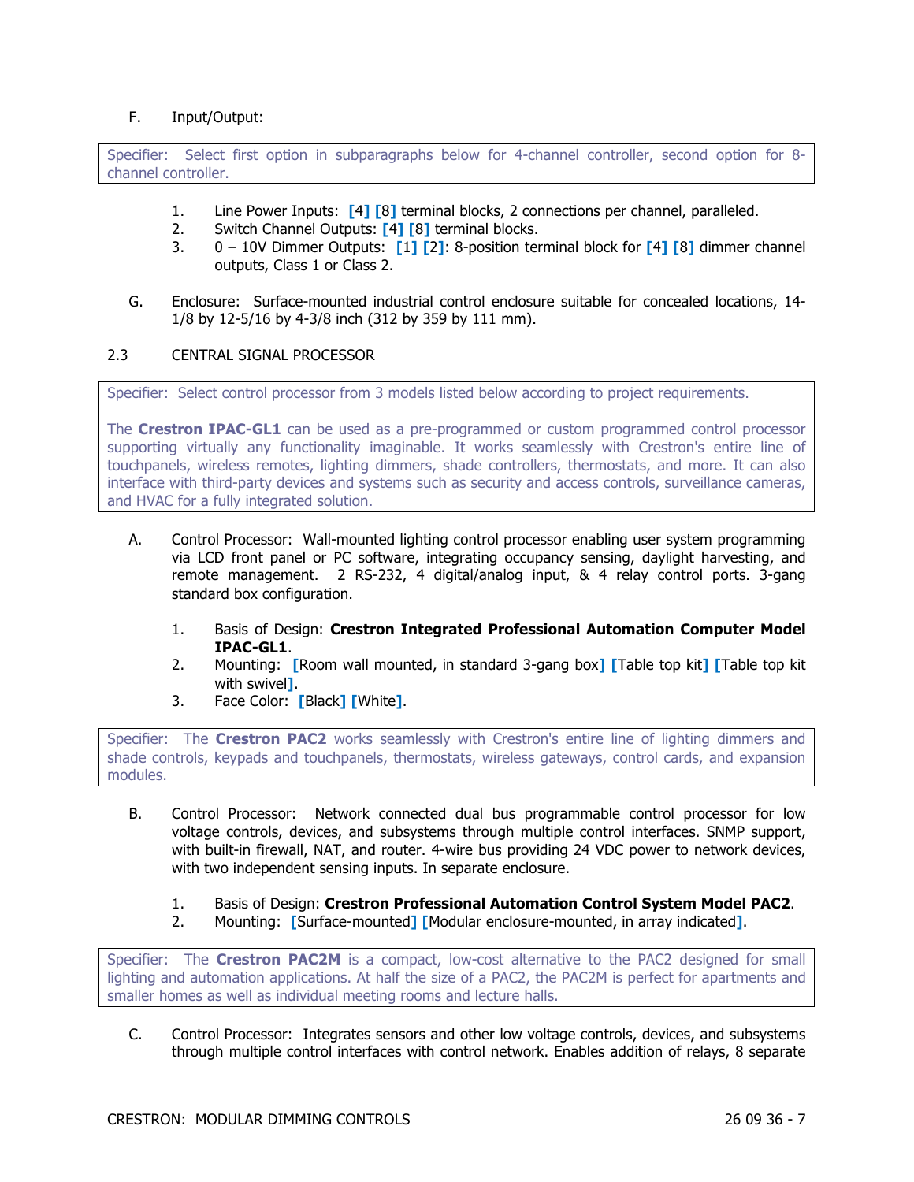F. Input/Output:

> Specifier: Select first option in subparagraphs below for 4-channel controller, second option for 8-channel controller.

1. Line Power Inputs: [4] [8] terminal blocks, 2 connections per channel, paralleled.
2. Switch Channel Outputs: [4] [8] terminal blocks.
3. 0 – 10V Dimmer Outputs: [1] [2]: 8-position terminal block for [4] [8] dimmer channel outputs, Class 1 or Class 2.

G. Enclosure: Surface-mounted industrial control enclosure suitable for concealed locations, 14-1/8 by 12-5/16 by 4-3/8 inch (312 by 359 by 111 mm).

## 2.3 CENTRAL SIGNAL PROCESSOR

> Specifier: Select control processor from 3 models listed below according to project requirements.
>
> The **Crestron IPAC-GL1** can be used as a pre-programmed or custom programmed control processor supporting virtually any functionality imaginable. It works seamlessly with Crestron's entire line of touchpanels, wireless remotes, lighting dimmers, shade controllers, thermostats, and more. It can also interface with third-party devices and systems such as security and access controls, surveillance cameras, and HVAC for a fully integrated solution.

A. Control Processor: Wall-mounted lighting control processor enabling user system programming via LCD front panel or PC software, integrating occupancy sensing, daylight harvesting, and remote management. 2 RS-232, 4 digital/analog input, & 4 relay control ports. 3-gang standard box configuration.

1. Basis of Design: **Crestron Integrated Professional Automation Computer Model IPAC-GL1**.
2. Mounting: [Room wall mounted, in standard 3-gang box] [Table top kit] [Table top kit with swivel].
3. Face Color: [Black] [White].

> Specifier: The **Crestron PAC2** works seamlessly with Crestron's entire line of lighting dimmers and shade controls, keypads and touchpanels, thermostats, wireless gateways, control cards, and expansion modules.

B. Control Processor: Network connected dual bus programmable control processor for low voltage controls, devices, and subsystems through multiple control interfaces. SNMP support, with built-in firewall, NAT, and router. 4-wire bus providing 24 VDC power to network devices, with two independent sensing inputs. In separate enclosure.

1. Basis of Design: **Crestron Professional Automation Control System Model PAC2**.
2. Mounting: [Surface-mounted] [Modular enclosure-mounted, in array indicated].

> Specifier: The **Crestron PAC2M** is a compact, low-cost alternative to the PAC2 designed for small lighting and automation applications. At half the size of a PAC2, the PAC2M is perfect for apartments and smaller homes as well as individual meeting rooms and lecture halls.

C. Control Processor: Integrates sensors and other low voltage controls, devices, and subsystems through multiple control interfaces with control network. Enables addition of relays, 8 separate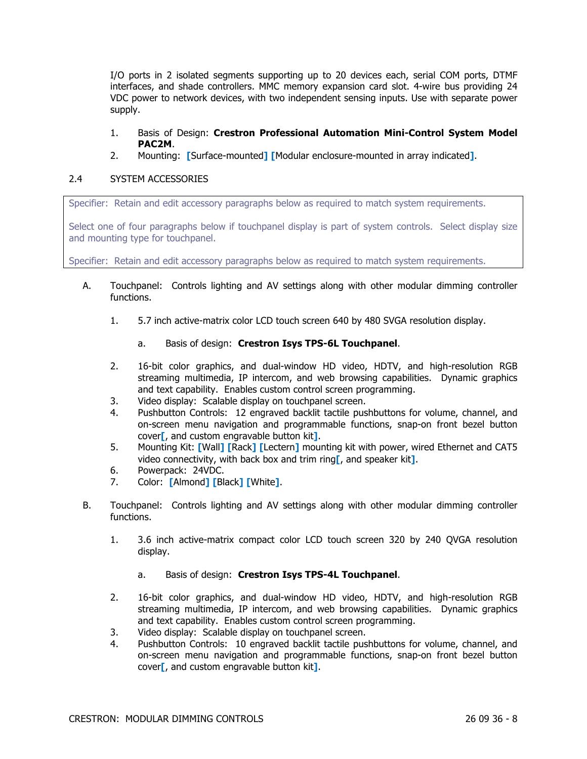I/O ports in 2 isolated segments supporting up to 20 devices each, serial COM ports, DTMF interfaces, and shade controllers. MMC memory expansion card slot. 4-wire bus providing 24 VDC power to network devices, with two independent sensing inputs. Use with separate power supply.

1. Basis of Design: **Crestron Professional Automation Mini-Control System Model PAC2M**.
2. Mounting: [Surface-mounted] [Modular enclosure-mounted in array indicated].

## 2.4 SYSTEM ACCESSORIES

> Specifier: Retain and edit accessory paragraphs below as required to match system requirements.
>
> Select one of four paragraphs below if touchpanel display is part of system controls. Select display size and mounting type for touchpanel.
>
> Specifier: Retain and edit accessory paragraphs below as required to match system requirements.

A. Touchpanel: Controls lighting and AV settings along with other modular dimming controller functions.

1. 5.7 inch active-matrix color LCD touch screen 640 by 480 SVGA resolution display.
   a. Basis of design: **Crestron Isys TPS-6L Touchpanel**.
2. 16-bit color graphics, and dual-window HD video, HDTV, and high-resolution RGB streaming multimedia, IP intercom, and web browsing capabilities. Dynamic graphics and text capability. Enables custom control screen programming.
3. Video display: Scalable display on touchpanel screen.
4. Pushbutton Controls: 12 engraved backlit tactile pushbuttons for volume, channel, and on-screen menu navigation and programmable functions, snap-on front bezel button cover[, and custom engravable button kit].
5. Mounting Kit: [Wall] [Rack] [Lectern] mounting kit with power, wired Ethernet and CAT5 video connectivity, with back box and trim ring[, and speaker kit].
6. Powerpack: 24VDC.
7. Color: [Almond] [Black] [White].

B. Touchpanel: Controls lighting and AV settings along with other modular dimming controller functions.

1. 3.6 inch active-matrix compact color LCD touch screen 320 by 240 QVGA resolution display.
   a. Basis of design: **Crestron Isys TPS-4L Touchpanel**.
2. 16-bit color graphics, and dual-window HD video, HDTV, and high-resolution RGB streaming multimedia, IP intercom, and web browsing capabilities. Dynamic graphics and text capability. Enables custom control screen programming.
3. Video display: Scalable display on touchpanel screen.
4. Pushbutton Controls: 10 engraved backlit tactile pushbuttons for volume, channel, and on-screen menu navigation and programmable functions, snap-on front bezel button cover[, and custom engravable button kit].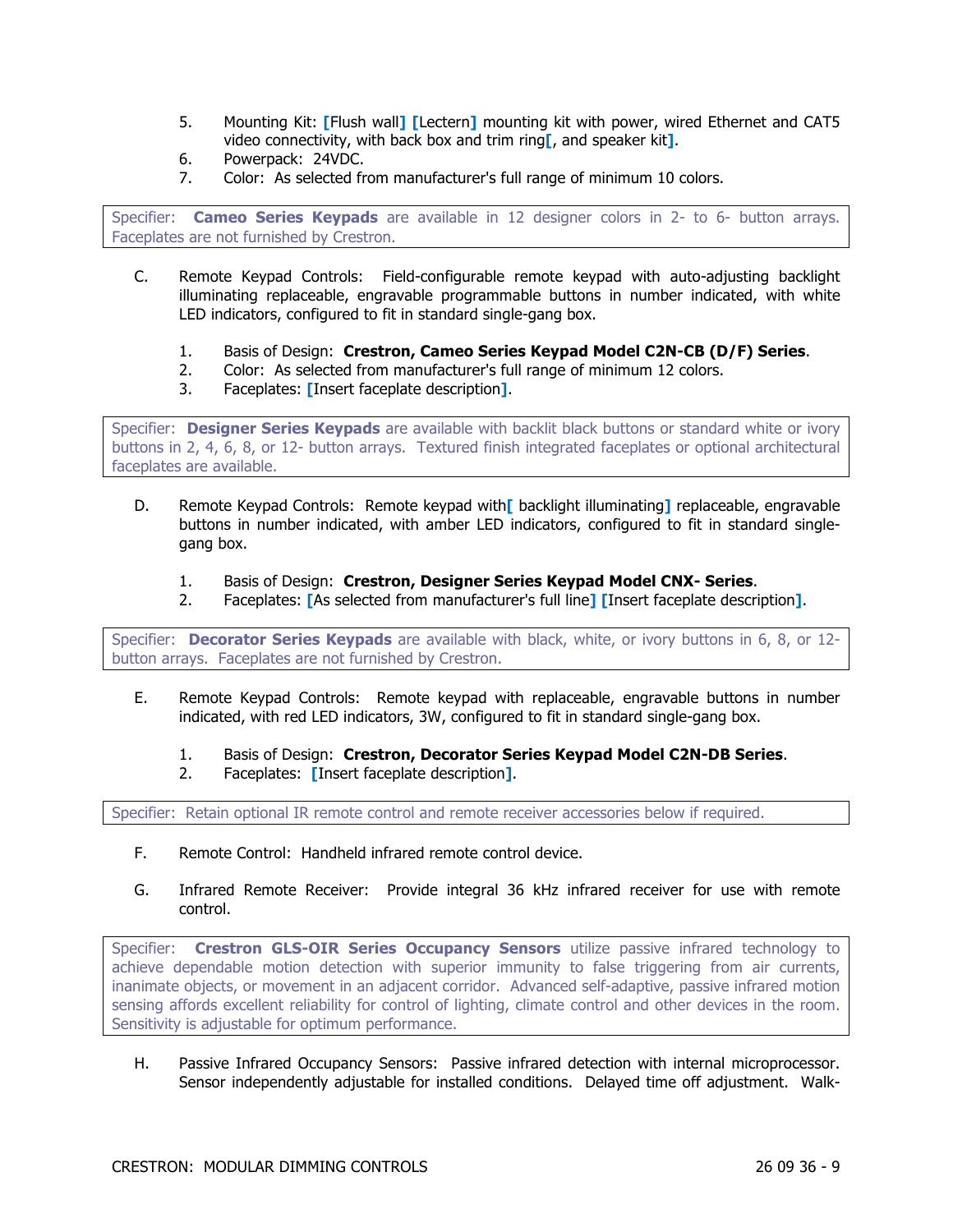5. Mounting Kit: [Flush wall] [Lectern] mounting kit with power, wired Ethernet and CAT5 video connectivity, with back box and trim ring[, and speaker kit].
6. Powerpack: 24VDC.
7. Color: As selected from manufacturer's full range of minimum 10 colors.

> Specifier: **Cameo Series Keypads** are available in 12 designer colors in 2- to 6- button arrays. Faceplates are not furnished by Crestron.

C. Remote Keypad Controls: Field-configurable remote keypad with auto-adjusting backlight illuminating replaceable, engravable programmable buttons in number indicated, with white LED indicators, configured to fit in standard single-gang box.

1. Basis of Design: **Crestron, Cameo Series Keypad Model C2N-CB (D/F) Series**.
2. Color: As selected from manufacturer's full range of minimum 12 colors.
3. Faceplates: [Insert faceplate description].

> Specifier: **Designer Series Keypads** are available with backlit black buttons or standard white or ivory buttons in 2, 4, 6, 8, or 12- button arrays. Textured finish integrated faceplates or optional architectural faceplates are available.

D. Remote Keypad Controls: Remote keypad with[ backlight illuminating] replaceable, engravable buttons in number indicated, with amber LED indicators, configured to fit in standard single-gang box.

1. Basis of Design: **Crestron, Designer Series Keypad Model CNX- Series**.
2. Faceplates: [As selected from manufacturer's full line] [Insert faceplate description].

> Specifier: **Decorator Series Keypads** are available with black, white, or ivory buttons in 6, 8, or 12-button arrays. Faceplates are not furnished by Crestron.

E. Remote Keypad Controls: Remote keypad with replaceable, engravable buttons in number indicated, with red LED indicators, 3W, configured to fit in standard single-gang box.

1. Basis of Design: **Crestron, Decorator Series Keypad Model C2N-DB Series**.
2. Faceplates: [Insert faceplate description].

> Specifier: Retain optional IR remote control and remote receiver accessories below if required.

F. Remote Control: Handheld infrared remote control device.

G. Infrared Remote Receiver: Provide integral 36 kHz infrared receiver for use with remote control.

> Specifier: **Crestron GLS-OIR Series Occupancy Sensors** utilize passive infrared technology to achieve dependable motion detection with superior immunity to false triggering from air currents, inanimate objects, or movement in an adjacent corridor. Advanced self-adaptive, passive infrared motion sensing affords excellent reliability for control of lighting, climate control and other devices in the room. Sensitivity is adjustable for optimum performance.

H. Passive Infrared Occupancy Sensors: Passive infrared detection with internal microprocessor. Sensor independently adjustable for installed conditions. Delayed time off adjustment. Walk-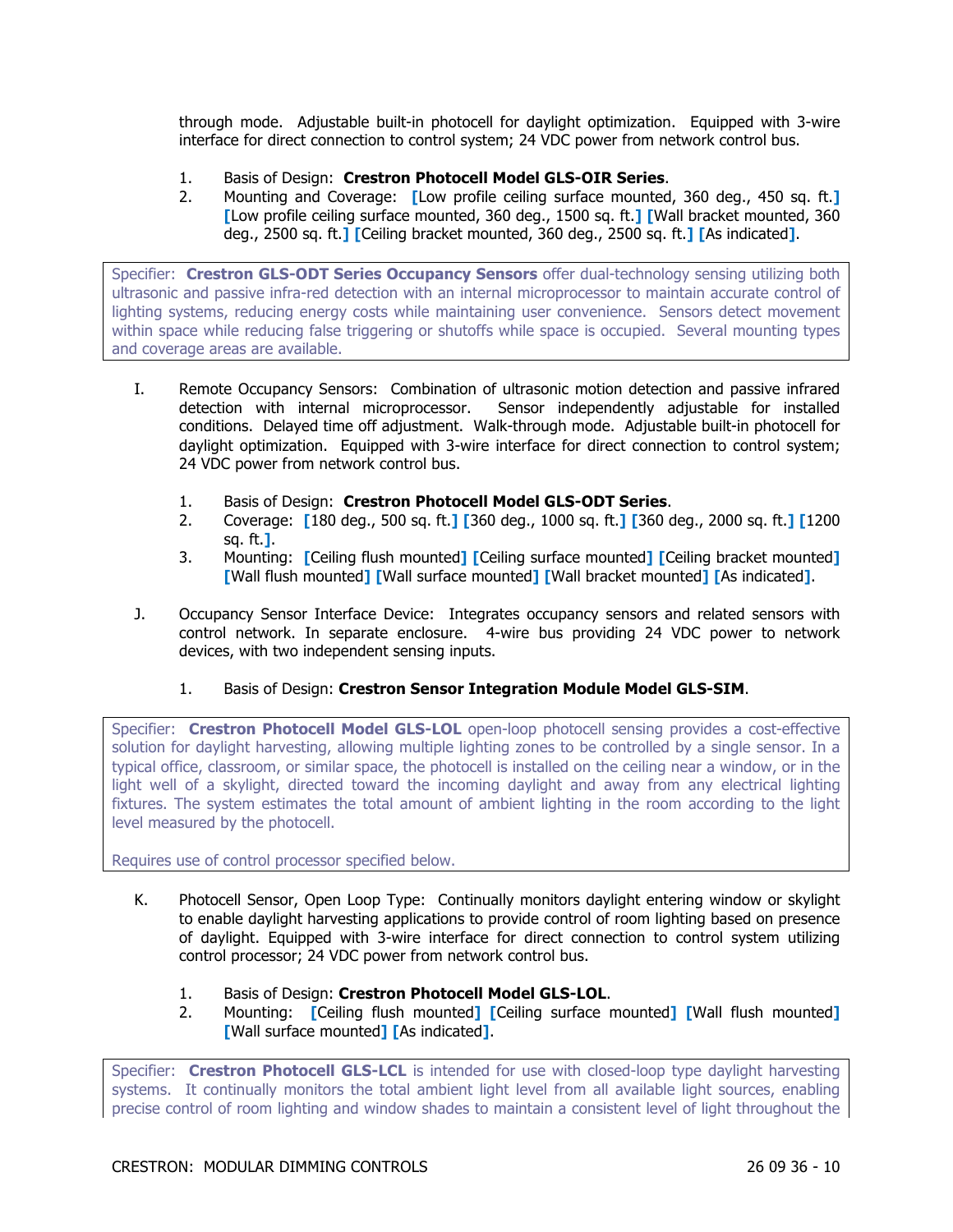through mode. Adjustable built-in photocell for daylight optimization. Equipped with 3-wire interface for direct connection to control system; 24 VDC power from network control bus.

1. Basis of Design: **Crestron Photocell Model GLS-OIR Series**.
2. Mounting and Coverage: [Low profile ceiling surface mounted, 360 deg., 450 sq. ft.] [Low profile ceiling surface mounted, 360 deg., 1500 sq. ft.] [Wall bracket mounted, 360 deg., 2500 sq. ft.] [Ceiling bracket mounted, 360 deg., 2500 sq. ft.] [As indicated].

> Specifier: **Crestron GLS-ODT Series Occupancy Sensors** offer dual-technology sensing utilizing both ultrasonic and passive infra-red detection with an internal microprocessor to maintain accurate control of lighting systems, reducing energy costs while maintaining user convenience. Sensors detect movement within space while reducing false triggering or shutoffs while space is occupied. Several mounting types and coverage areas are available.

I. Remote Occupancy Sensors: Combination of ultrasonic motion detection and passive infrared detection with internal microprocessor. Sensor independently adjustable for installed conditions. Delayed time off adjustment. Walk-through mode. Adjustable built-in photocell for daylight optimization. Equipped with 3-wire interface for direct connection to control system; 24 VDC power from network control bus.

1. Basis of Design: **Crestron Photocell Model GLS-ODT Series**.
2. Coverage: [180 deg., 500 sq. ft.] [360 deg., 1000 sq. ft.] [360 deg., 2000 sq. ft.] [1200 sq. ft.].
3. Mounting: [Ceiling flush mounted] [Ceiling surface mounted] [Ceiling bracket mounted] [Wall flush mounted] [Wall surface mounted] [Wall bracket mounted] [As indicated].

J. Occupancy Sensor Interface Device: Integrates occupancy sensors and related sensors with control network. In separate enclosure. 4-wire bus providing 24 VDC power to network devices, with two independent sensing inputs.

1. Basis of Design: **Crestron Sensor Integration Module Model GLS-SIM**.

> Specifier: **Crestron Photocell Model GLS-LOL** open-loop photocell sensing provides a cost-effective solution for daylight harvesting, allowing multiple lighting zones to be controlled by a single sensor. In a typical office, classroom, or similar space, the photocell is installed on the ceiling near a window, or in the light well of a skylight, directed toward the incoming daylight and away from any electrical lighting fixtures. The system estimates the total amount of ambient lighting in the room according to the light level measured by the photocell.
>
> Requires use of control processor specified below.

K. Photocell Sensor, Open Loop Type: Continually monitors daylight entering window or skylight to enable daylight harvesting applications to provide control of room lighting based on presence of daylight. Equipped with 3-wire interface for direct connection to control system utilizing control processor; 24 VDC power from network control bus.

1. Basis of Design: **Crestron Photocell Model GLS-LOL**.
2. Mounting: [Ceiling flush mounted] [Ceiling surface mounted] [Wall flush mounted] [Wall surface mounted] [As indicated].

> Specifier: **Crestron Photocell GLS-LCL** is intended for use with closed-loop type daylight harvesting systems. It continually monitors the total ambient light level from all available light sources, enabling precise control of room lighting and window shades to maintain a consistent level of light throughout the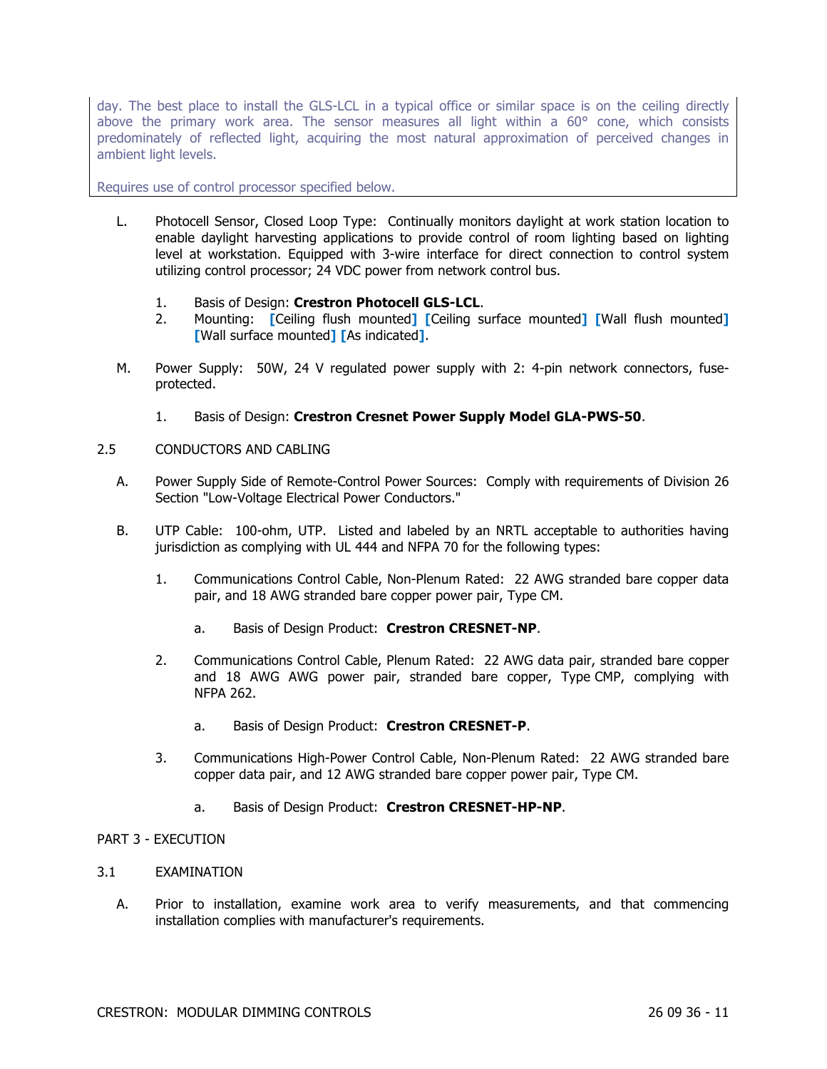day. The best place to install the GLS-LCL in a typical office or similar space is on the ceiling directly above the primary work area. The sensor measures all light within a 60° cone, which consists predominately of reflected light, acquiring the most natural approximation of perceived changes in ambient light levels.

Requires use of control processor specified below.

L. Photocell Sensor, Closed Loop Type: Continually monitors daylight at work station location to enable daylight harvesting applications to provide control of room lighting based on lighting level at workstation. Equipped with 3-wire interface for direct connection to control system utilizing control processor; 24 VDC power from network control bus.

   1. Basis of Design: **Crestron Photocell GLS-LCL**.
   2. Mounting: [Ceiling flush mounted] [Ceiling surface mounted] [Wall flush mounted] [Wall surface mounted] [As indicated].

M. Power Supply: 50W, 24 V regulated power supply with 2: 4-pin network connectors, fuse-protected.

   1. Basis of Design: **Crestron Cresnet Power Supply Model GLA-PWS-50**.

2.5 CONDUCTORS AND CABLING

A. Power Supply Side of Remote-Control Power Sources: Comply with requirements of Division 26 Section "Low-Voltage Electrical Power Conductors."

B. UTP Cable: 100-ohm, UTP. Listed and labeled by an NRTL acceptable to authorities having jurisdiction as complying with UL 444 and NFPA 70 for the following types:

   1. Communications Control Cable, Non-Plenum Rated: 22 AWG stranded bare copper data pair, and 18 AWG stranded bare copper power pair, Type CM.

      a. Basis of Design Product: **Crestron CRESNET-NP**.

   2. Communications Control Cable, Plenum Rated: 22 AWG data pair, stranded bare copper and 18 AWG AWG power pair, stranded bare copper, Type CMP, complying with NFPA 262.

      a. Basis of Design Product: **Crestron CRESNET-P**.

   3. Communications High-Power Control Cable, Non-Plenum Rated: 22 AWG stranded bare copper data pair, and 12 AWG stranded bare copper power pair, Type CM.

      a. Basis of Design Product: **Crestron CRESNET-HP-NP**.

PART 3 - EXECUTION

3.1 EXAMINATION

A. Prior to installation, examine work area to verify measurements, and that commencing installation complies with manufacturer's requirements.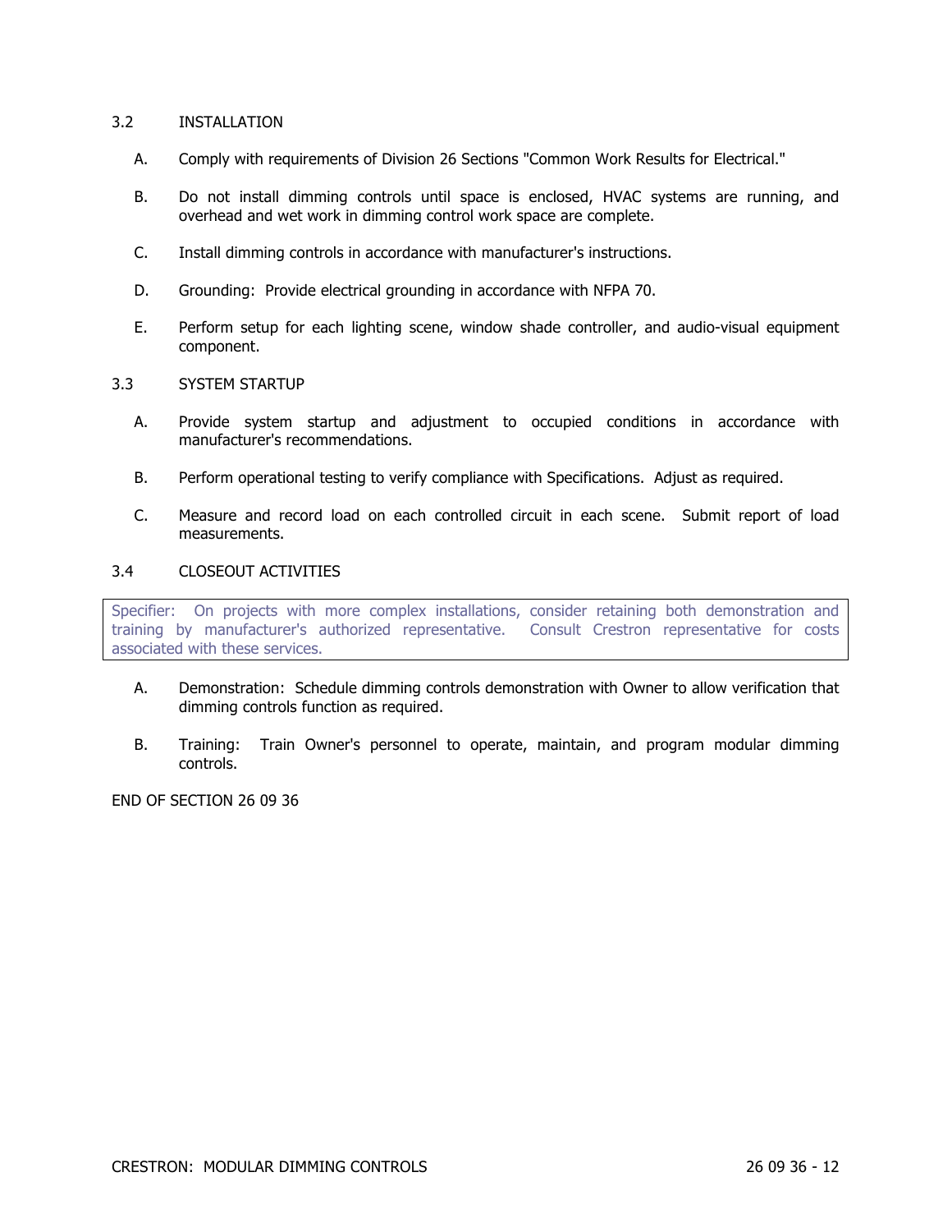## 3.2 INSTALLATION

A. Comply with requirements of Division 26 Sections "Common Work Results for Electrical."

B. Do not install dimming controls until space is enclosed, HVAC systems are running, and overhead and wet work in dimming control work space are complete.

C. Install dimming controls in accordance with manufacturer's instructions.

D. Grounding: Provide electrical grounding in accordance with NFPA 70.

E. Perform setup for each lighting scene, window shade controller, and audio-visual equipment component.

## 3.3 SYSTEM STARTUP

A. Provide system startup and adjustment to occupied conditions in accordance with manufacturer's recommendations.

B. Perform operational testing to verify compliance with Specifications. Adjust as required.

C. Measure and record load on each controlled circuit in each scene. Submit report of load measurements.

## 3.4 CLOSEOUT ACTIVITIES

> Specifier: On projects with more complex installations, consider retaining both demonstration and training by manufacturer's authorized representative. Consult Crestron representative for costs associated with these services.

A. Demonstration: Schedule dimming controls demonstration with Owner to allow verification that dimming controls function as required.

B. Training: Train Owner's personnel to operate, maintain, and program modular dimming controls.

END OF SECTION 26 09 36